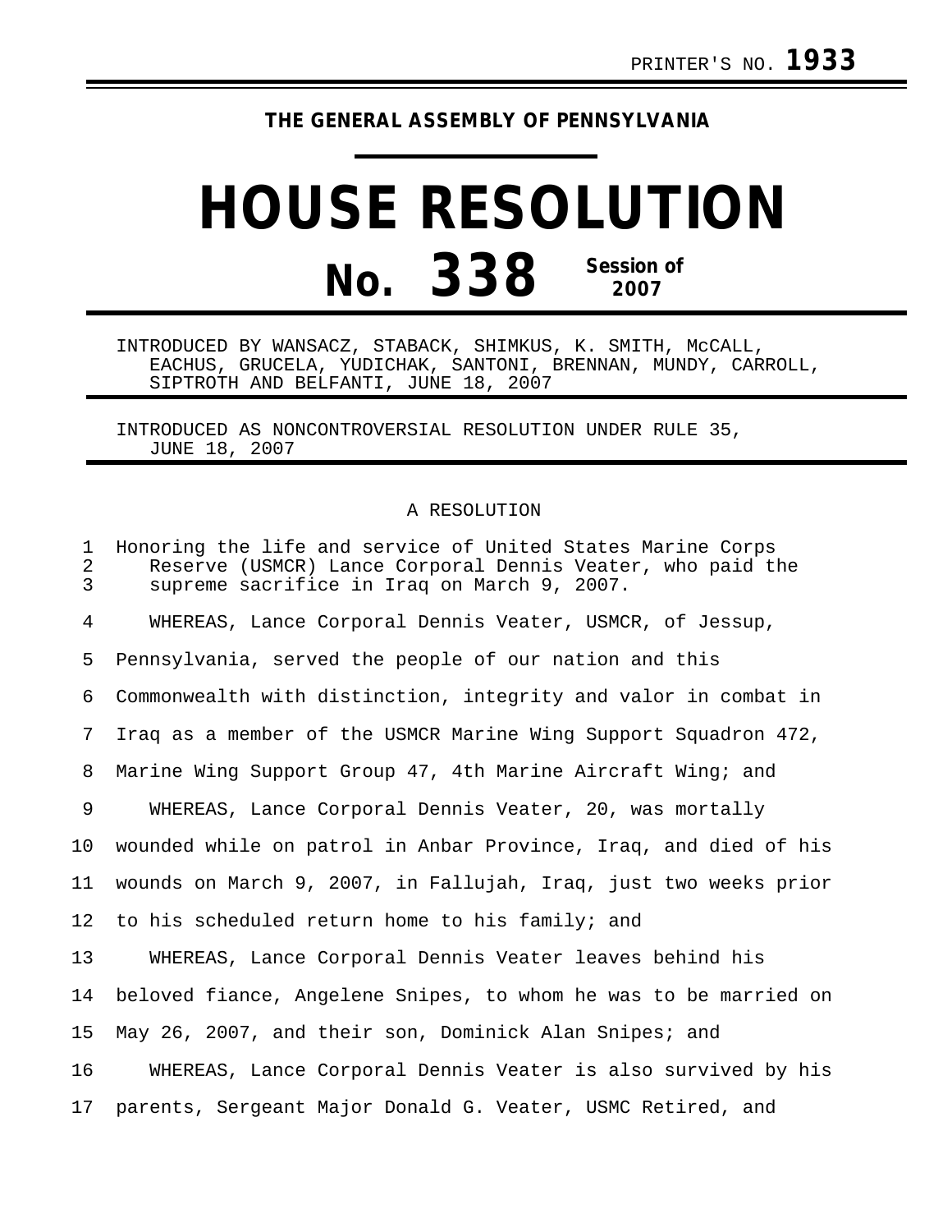PRINTER'S NO. **1933**

**THE GENERAL ASSEMBLY OF PENNSYLVANIA**

# HOUSE RESOLUTION

## No. 338 Session of 2007

INTRODUCED BY WANSACZ, STABACK, SHIMKUS, K. SMITH, McCALL, EACHUS, GRUCELA, YUDICHAK, SANTONI, BRENNAN, MUNDY, CARROLL, SIPTROTH AND BELFANTI, JUNE 18, 2007

INTRODUCED AS NONCONTROVERSIAL RESOLUTION UNDER RULE 35, JUNE 18, 2007

A RESOLUTION

1 Honoring the life and service of United States Marine Corps
2 Reserve (USMCR) Lance Corporal Dennis Veater, who paid the
3 supreme sacrifice in Iraq on March 9, 2007.

4 WHEREAS, Lance Corporal Dennis Veater, USMCR, of Jessup,
5 Pennsylvania, served the people of our nation and this
6 Commonwealth with distinction, integrity and valor in combat in
7 Iraq as a member of the USMCR Marine Wing Support Squadron 472,
8 Marine Wing Support Group 47, 4th Marine Aircraft Wing; and
9 WHEREAS, Lance Corporal Dennis Veater, 20, was mortally
10 wounded while on patrol in Anbar Province, Iraq, and died of his
11 wounds on March 9, 2007, in Fallujah, Iraq, just two weeks prior
12 to his scheduled return home to his family; and
13 WHEREAS, Lance Corporal Dennis Veater leaves behind his
14 beloved fiance, Angelene Snipes, to whom he was to be married on
15 May 26, 2007, and their son, Dominick Alan Snipes; and
16 WHEREAS, Lance Corporal Dennis Veater is also survived by his
17 parents, Sergeant Major Donald G. Veater, USMC Retired, and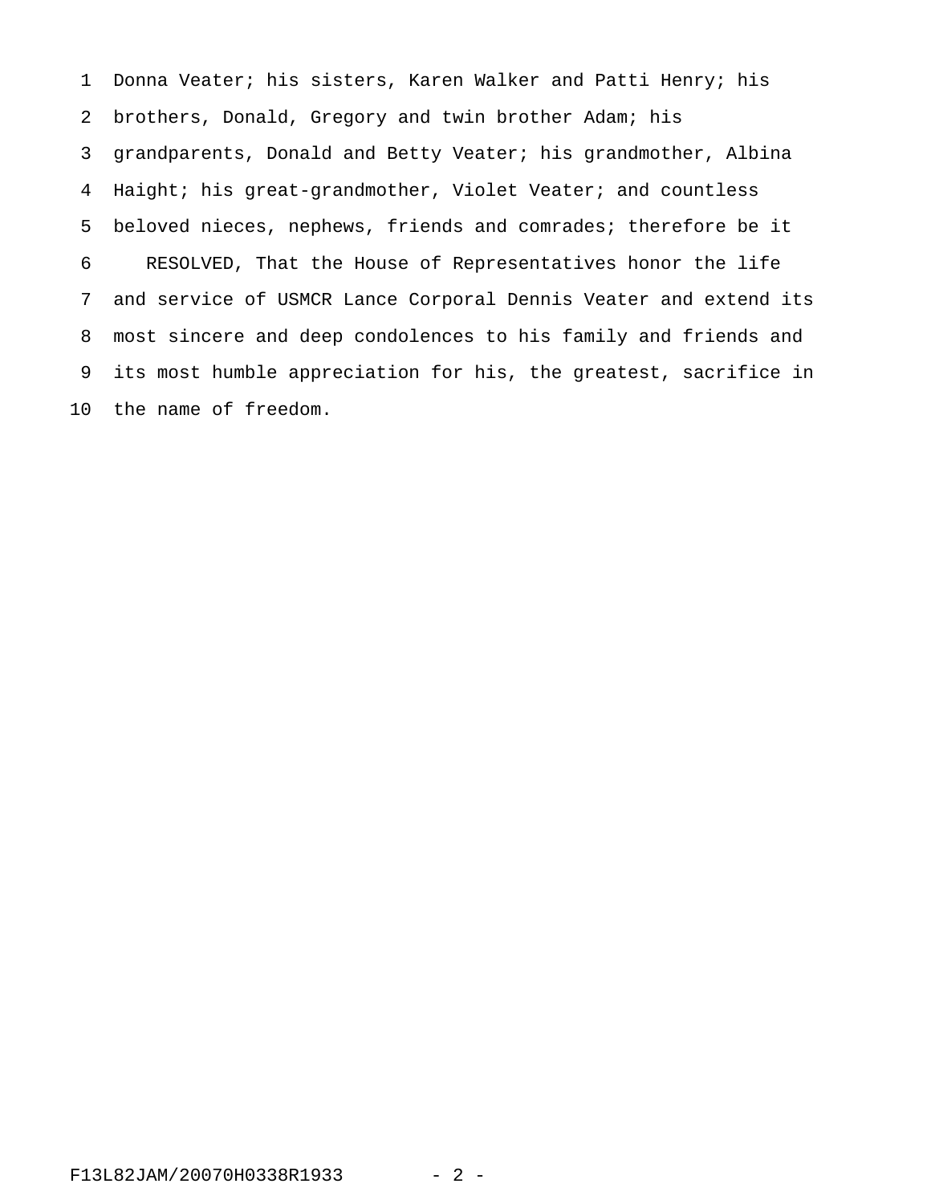Donna Veater; his sisters, Karen Walker and Patti Henry; his brothers, Donald, Gregory and twin brother Adam; his grandparents, Donald and Betty Veater; his grandmother, Albina Haight; his great-grandmother, Violet Veater; and countless beloved nieces, nephews, friends and comrades; therefore be it

RESOLVED, That the House of Representatives honor the life and service of USMCR Lance Corporal Dennis Veater and extend its most sincere and deep condolences to his family and friends and its most humble appreciation for his, the greatest, sacrifice in the name of freedom.